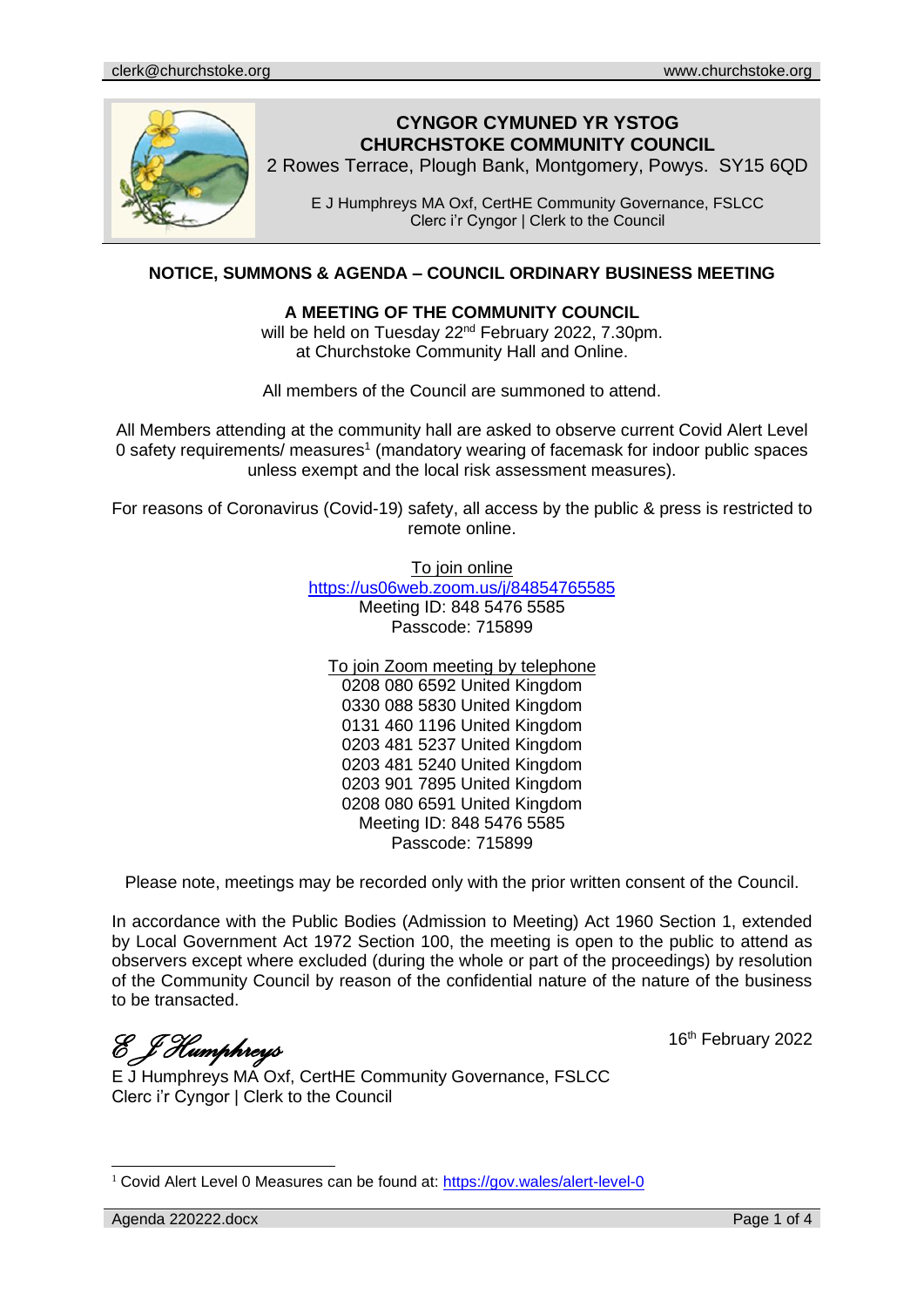clerk@churchstoke.org www.churchstoke.org

# CYNGOR CYMUNED YR YSTOG
# CHURCHSTOKE COMMUNITY COUNCIL

2 Rowes Terrace, Plough Bank, Montgomery, Powys. SY15 6QD

E J Humphreys MA Oxf, CertHE Community Governance, FSLCC
Clerc i'r Cygor | Clerk to the Council

## NOTICE, SUMMONS & AGENDA – COUNCIL ORDINARY BUSINESS MEETING

**A MEETING OF THE COMMUNITY COUNCIL**
will be held on Tuesday 22nd February 2022, 7.30pm.
at Churchstoke Community Hall and Online.

All members of the Council are summoned to attend.

All Members attending at the community hall are asked to observe current Covid Alert Level 0 safety requirements/ measures[1] (mandatory wearing of facemask for indoor public spaces unless exempt and the local risk assessment measures).

For reasons of Coronavirus (Covid-19) safety, all access by the public & press is restricted to remote online.

To join online
https://us06web.zoom.us/j/84854765585
Meeting ID: 848 5476 5585
Passcode: 715899

To join Zoom meeting by telephone
0208 080 6592 United Kingdom
0330 088 5830 United Kingdom
0131 460 1196 United Kingdom
0203 481 5237 United Kingdom
0203 481 5240 United Kingdom
0203 901 7895 United Kingdom
0208 080 6591 United Kingdom
Meeting ID: 848 5476 5585
Passcode: 715899

Please note, meetings may be recorded only with the prior written consent of the Council.

In accordance with the Public Bodies (Admission to Meeting) Act 1960 Section 1, extended by Local Government Act 1972 Section 100, the meeting is open to the public to attend as observers except where excluded (during the whole or part of the proceedings) by resolution of the Community Council by reason of the confidential nature of the nature of the business to be transacted.

*E J Humphreys*

16th February 2022

E J Humphreys MA Oxf, CertHE Community Governance, FSLCC
Clerc i'r Cyngor | Clerk to the Council

[1] Covid Alert Level 0 Measures can be found at: https://gov.wales/alert-level-0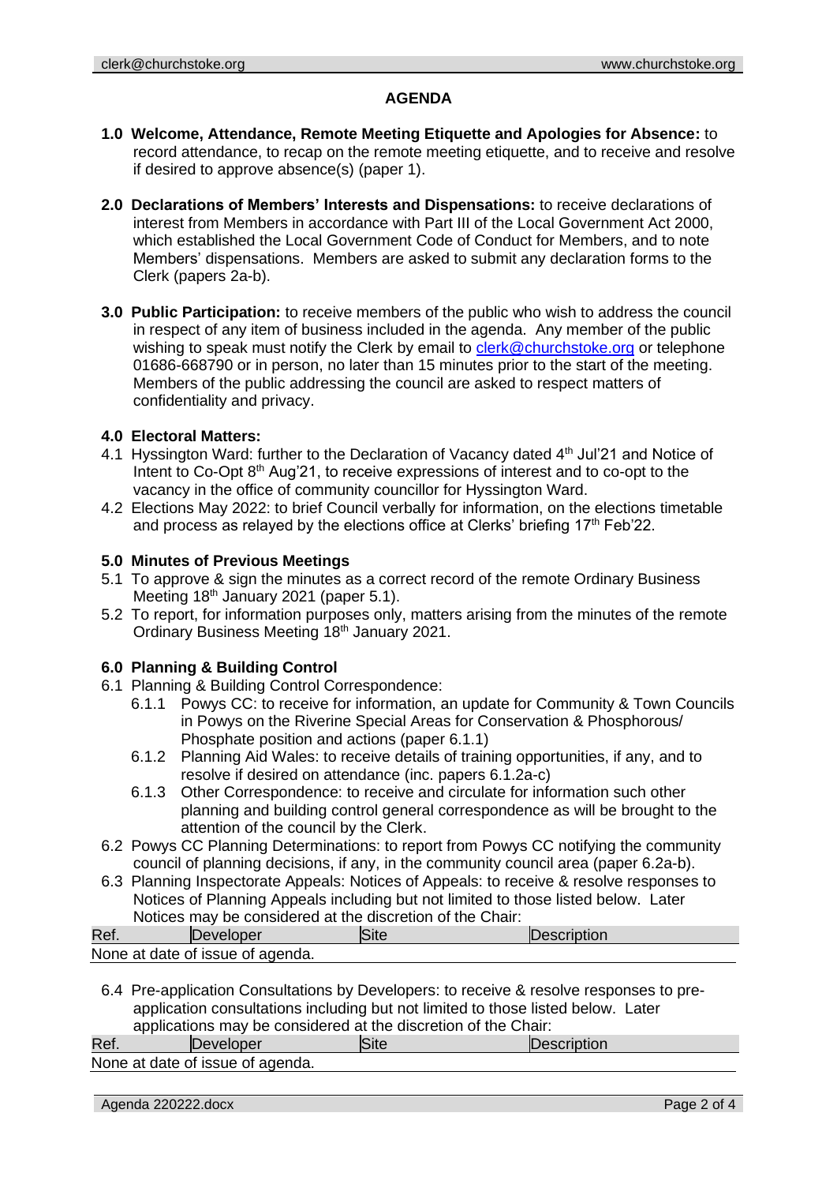## AGENDA

**1.0 Welcome, Attendance, Remote Meeting Etiquette and Apologies for Absence:** to record attendance, to recap on the remote meeting etiquette, and to receive and resolve if desired to approve absence(s) (paper 1).

**2.0 Declarations of Members' Interests and Dispensations:** to receive declarations of interest from Members in accordance with Part III of the Local Government Act 2000, which established the Local Government Code of Conduct for Members, and to note Members' dispensations. Members are asked to submit any declaration forms to the Clerk (papers 2a-b).

**3.0 Public Participation:** to receive members of the public who wish to address the council in respect of any item of business included in the agenda. Any member of the public wishing to speak must notify the Clerk by email to clerk@churchstoke.org or telephone 01686-668790 or in person, no later than 15 minutes prior to the start of the meeting. Members of the public addressing the council are asked to respect matters of confidentiality and privacy.

### 4.0 Electoral Matters:

4.1 Hyssington Ward: further to the Declaration of Vacancy dated 4th Jul'21 and Notice of Intent to Co-Opt 8th Aug'21, to receive expressions of interest and to co-opt to the vacancy in the office of community councillor for Hyssington Ward.

4.2 Elections May 2022: to brief Council verbally for information, on the elections timetable and process as relayed by the elections office at Clerks' briefing 17th Feb'22.

### 5.0 Minutes of Previous Meetings

5.1 To approve & sign the minutes as a correct record of the remote Ordinary Business Meeting 18th January 2021 (paper 5.1).

5.2 To report, for information purposes only, matters arising from the minutes of the remote Ordinary Business Meeting 18th January 2021.

### 6.0 Planning & Building Control

6.1 Planning & Building Control Correspondence:

- 6.1.1 Powys CC: to receive for information, an update for Community & Town Councils in Powys on the Riverine Special Areas for Conservation & Phosphorous/ Phosphate position and actions (paper 6.1.1)
- 6.1.2 Planning Aid Wales: to receive details of training opportunities, if any, and to resolve if desired on attendance (inc. papers 6.1.2a-c)
- 6.1.3 Other Correspondence: to receive and circulate for information such other planning and building control general correspondence as will be brought to the attention of the council by the Clerk.

6.2 Powys CC Planning Determinations: to report from Powys CC notifying the community council of planning decisions, if any, in the community council area (paper 6.2a-b).

6.3 Planning Inspectorate Appeals: Notices of Appeals: to receive & resolve responses to Notices of Planning Appeals including but not limited to those listed below. Later Notices may be considered at the discretion of the Chair:

| Ref. | Developer | Site | Description |
|---|---|---|---|
| None at date of issue of agenda. | | | |

6.4 Pre-application Consultations by Developers: to receive & resolve responses to pre-application consultations including but not limited to those listed below. Later applications may be considered at the discretion of the Chair:

| Ref. | Developer | Site | Description |
|---|---|---|---|
| None at date of issue of agenda. | | | |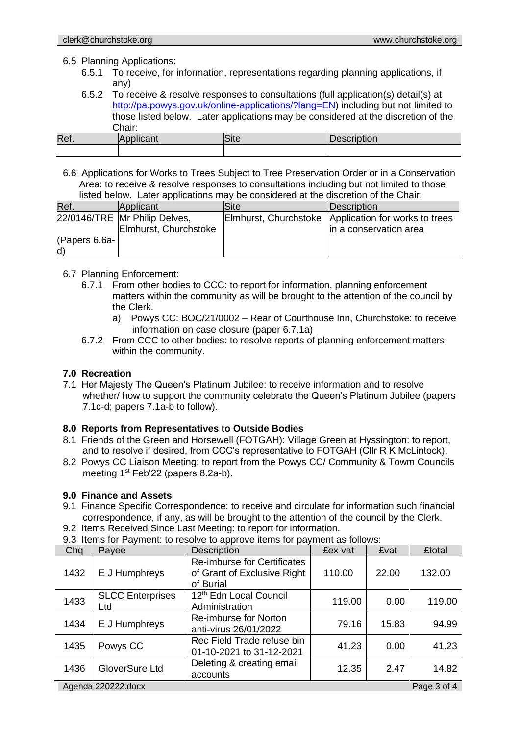6.5 Planning Applications:

6.5.1 To receive, for information, representations regarding planning applications, if any)

6.5.2 To receive & resolve responses to consultations (full application(s) detail(s) at http://pa.powys.gov.uk/online-applications/?lang=EN) including but not limited to those listed below. Later applications may be considered at the discretion of the Chair:

| Ref. | Applicant | Site | Description |
|---|---|---|---|
| | | | |

6.6 Applications for Works to Trees Subject to Tree Preservation Order or in a Conservation Area: to receive & resolve responses to consultations including but not limited to those listed below. Later applications may be considered at the discretion of the Chair:

| Ref. | Applicant | Site | Description |
|---|---|---|---|
| 22/0146/TRE (Papers 6.6a-d) | Mr Philip Delves, Elmhurst, Churchstoke | Elmhurst, Churchstoke | Application for works to trees in a conservation area |

6.7 Planning Enforcement:

6.7.1 From other bodies to CCC: to report for information, planning enforcement matters within the community as will be brought to the attention of the council by the Clerk.

a) Powys CC: BOC/21/0002 – Rear of Courthouse Inn, Churchstoke: to receive information on case closure (paper 6.7.1a)

6.7.2 From CCC to other bodies: to resolve reports of planning enforcement matters within the community.

**7.0 Recreation**

7.1 Her Majesty The Queen's Platinum Jubilee: to receive information and to resolve whether/ how to support the community celebrate the Queen's Platinum Jubilee (papers 7.1c-d; papers 7.1a-b to follow).

**8.0 Reports from Representatives to Outside Bodies**

8.1 Friends of the Green and Horsewell (FOTGAH): Village Green at Hyssington: to report, and to resolve if desired, from CCC's representative to FOTGAH (Cllr R K McLintock).

8.2 Powys CC Liaison Meeting: to report from the Powys CC/ Community & Towm Councils meeting 1st Feb'22 (papers 8.2a-b).

**9.0 Finance and Assets**

9.1 Finance Specific Correspondence: to receive and circulate for information such financial correspondence, if any, as will be brought to the attention of the council by the Clerk.

9.2 Items Received Since Last Meeting: to report for information.

9.3 Items for Payment: to resolve to approve items for payment as follows:

| Chq | Payee | Description | £ex vat | £vat | £total |
|---|---|---|---|---|---|
| 1432 | E J Humphreys | Re-imburse for Certificates of Grant of Exclusive Right of Burial | 110.00 | 22.00 | 132.00 |
| 1433 | SLCC Enterprises Ltd | 12th Edn Local Council Administration | 119.00 | 0.00 | 119.00 |
| 1434 | E J Humphreys | Re-imburse for Norton anti-virus 26/01/2022 | 79.16 | 15.83 | 94.99 |
| 1435 | Powys CC | Rec Field Trade refuse bin 01-10-2021 to 31-12-2021 | 41.23 | 0.00 | 41.23 |
| 1436 | GloverSure Ltd | Deleting & creating email accounts | 12.35 | 2.47 | 14.82 |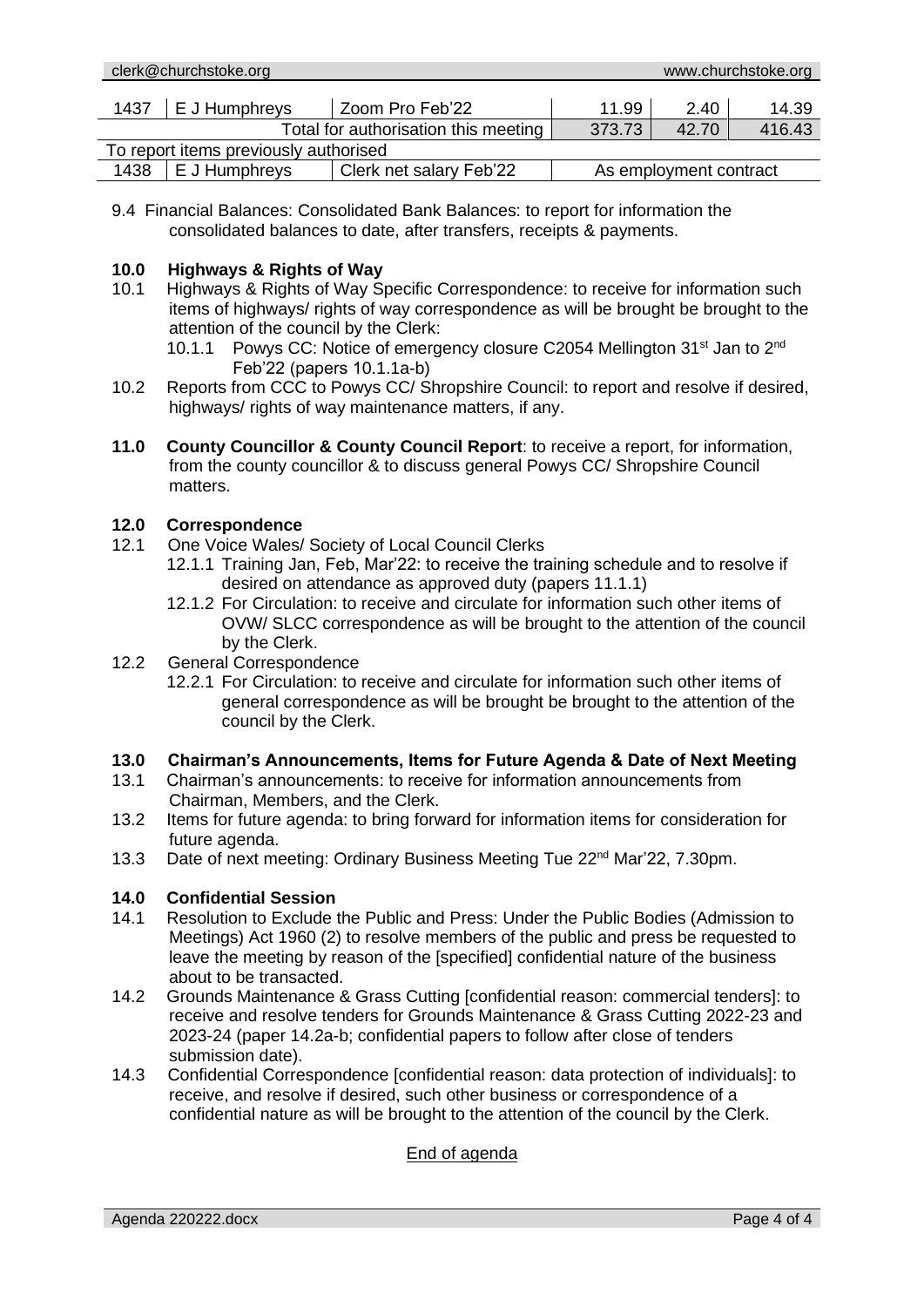| | | | | | |
|---|---|---|---|---|---|
| 1437 | E J Humphreys | Zoom Pro Feb'22 | 11.99 | 2.40 | 14.39 |
| | | Total for authorisation this meeting | 373.73 | 42.70 | 416.43 |
| To report items previously authorised | | | | | |
| 1438 | E J Humphreys | Clerk net salary Feb'22 | As employment contract | | |

9.4 Financial Balances: Consolidated Bank Balances: to report for information the consolidated balances to date, after transfers, receipts & payments.

**10.0 Highways & Rights of Way**

10.1 Highways & Rights of Way Specific Correspondence: to receive for information such items of highways/ rights of way correspondence as will be brought be brought to the attention of the council by the Clerk:

10.1.1 Powys CC: Notice of emergency closure C2054 Mellington 31st Jan to 2nd Feb'22 (papers 10.1.1a-b)

10.2 Reports from CCC to Powys CC/ Shropshire Council: to report and resolve if desired, highways/ rights of way maintenance matters, if any.

**11.0 County Councillor & County Council Report**: to receive a report, for information, from the county councillor & to discuss general Powys CC/ Shropshire Council matters.

**12.0 Correspondence**

12.1 One Voice Wales/ Society of Local Council Clerks

12.1.1 Training Jan, Feb, Mar'22: to receive the training schedule and to resolve if desired on attendance as approved duty (papers 11.1.1)

12.1.2 For Circulation: to receive and circulate for information such other items of OVW/ SLCC correspondence as will be brought to the attention of the council by the Clerk.

12.2 General Correspondence

12.2.1 For Circulation: to receive and circulate for information such other items of general correspondence as will be brought be brought to the attention of the council by the Clerk.

**13.0 Chairman's Announcements, Items for Future Agenda & Date of Next Meeting**

13.1 Chairman's announcements: to receive for information announcements from Chairman, Members, and the Clerk.

13.2 Items for future agenda: to bring forward for information items for consideration for future agenda.

13.3 Date of next meeting: Ordinary Business Meeting Tue 22nd Mar'22, 7.30pm.

**14.0 Confidential Session**

14.1 Resolution to Exclude the Public and Press: Under the Public Bodies (Admission to Meetings) Act 1960 (2) to resolve members of the public and press be requested to leave the meeting by reason of the [specified] confidential nature of the business about to be transacted.

14.2 Grounds Maintenance & Grass Cutting [confidential reason: commercial tenders]: to receive and resolve tenders for Grounds Maintenance & Grass Cutting 2022-23 and 2023-24 (paper 14.2a-b; confidential papers to follow after close of tenders submission date).

14.3 Confidential Correspondence [confidential reason: data protection of individuals]: to receive, and resolve if desired, such other business or correspondence of a confidential nature as will be brought to the attention of the council by the Clerk.

End of agenda